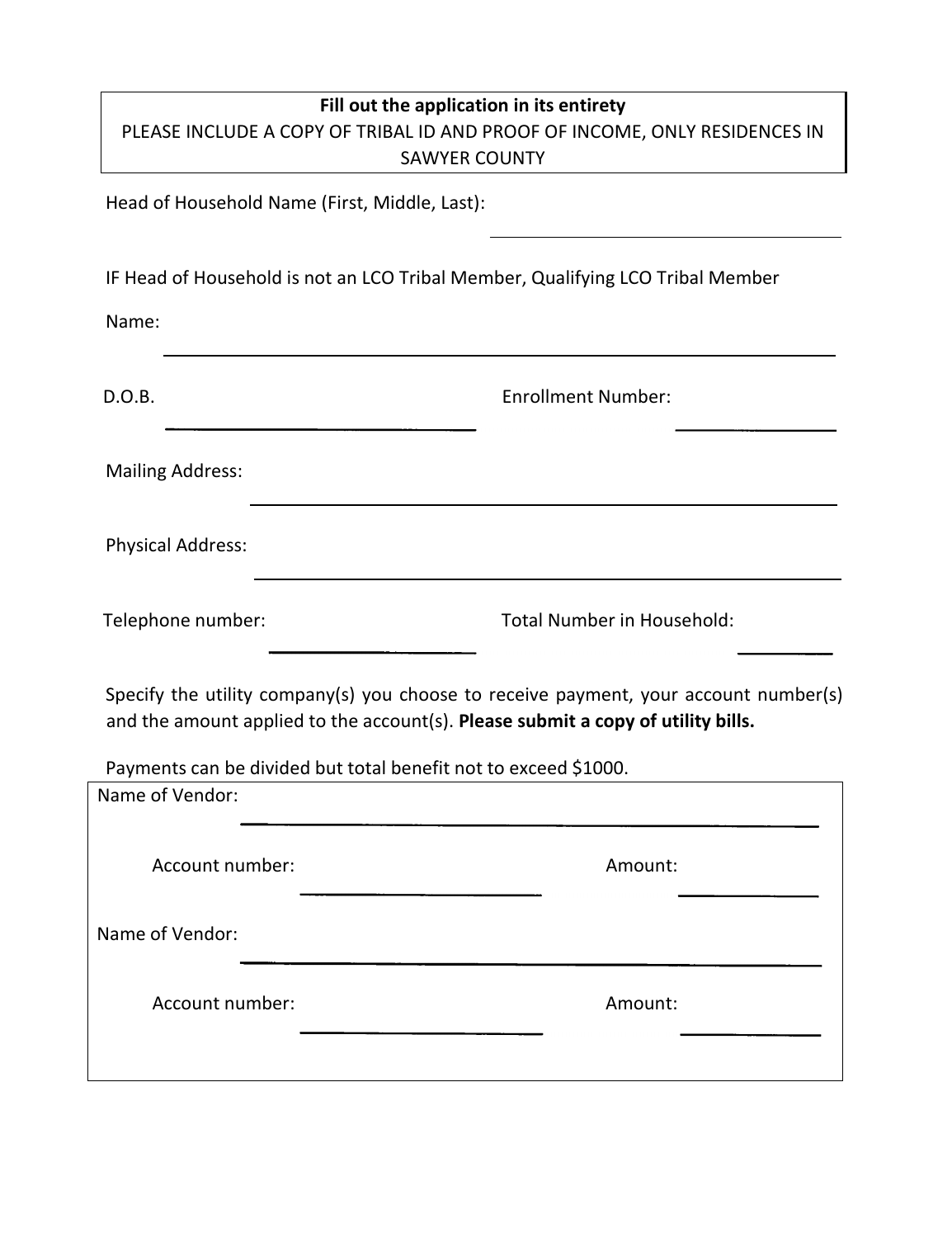**Fill out the application in its entirety**

PLEASE INCLUDE A COPY OF TRIBAL ID AND PROOF OF INCOME, ONLY RESIDENCES IN SAWYER COUNTY

Head of Household Name (First, Middle, Last): ____________________

IF Head of Household is not an LCO Tribal Member, Qualifying LCO Tribal Member

Name: ____________________

D.O.B. ____________________ Enrollment Number: ____________________

Mailing Address: ____________________

Physical Address: ____________________

Telephone number: ____________________ Total Number in Household: __________

Specify the utility company(s) you choose to receive payment, your account number(s) and the amount applied to the account(s). **Please submit a copy of utility bills.**

Payments can be divided but total benefit not to exceed $1000.

Name of Vendor: ____________________

Account number: ____________________ Amount: __________

Name of Vendor: ____________________

Account number: ____________________ Amount: __________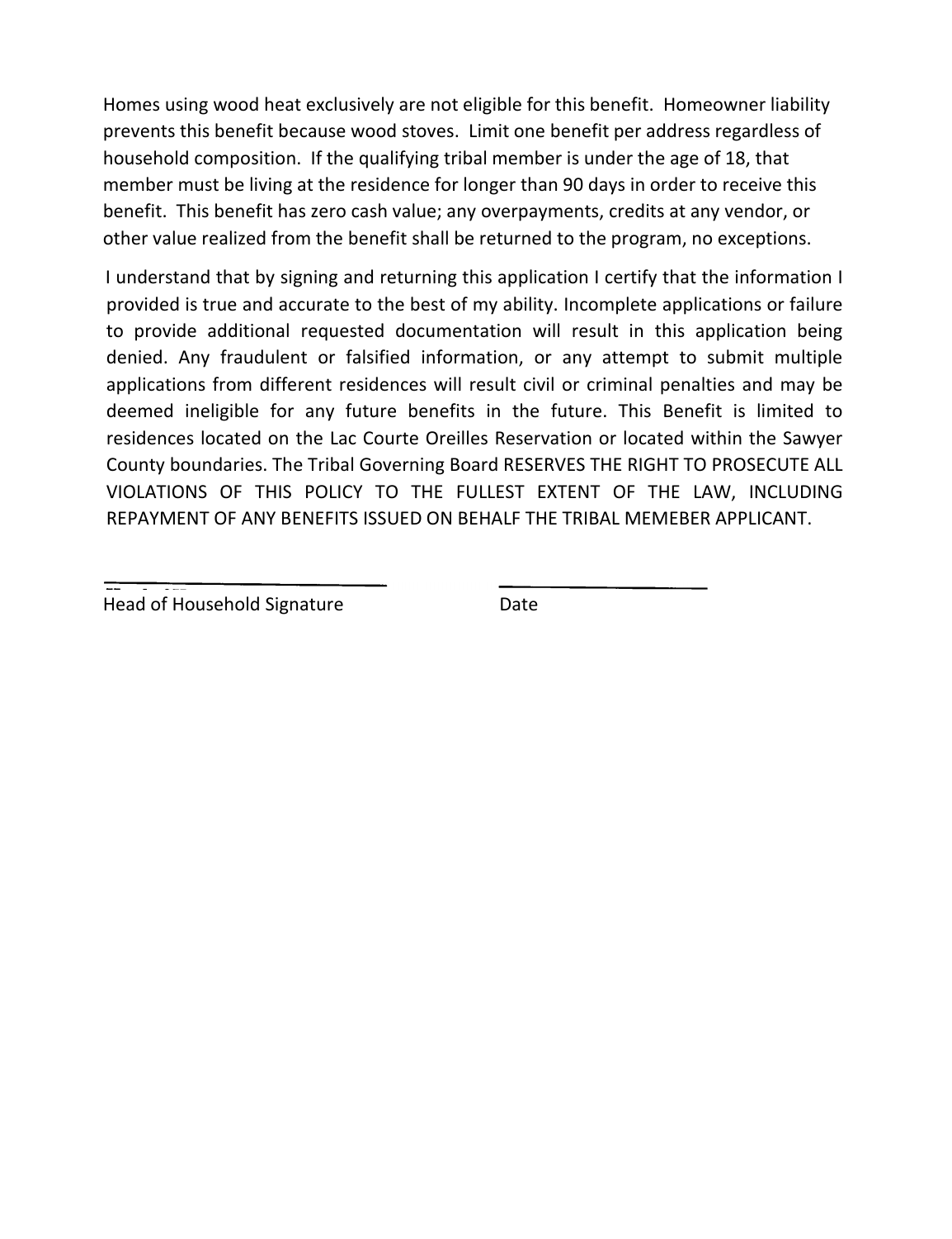Homes using wood heat exclusively are not eligible for this benefit. Homeowner liability prevents this benefit because wood stoves. Limit one benefit per address regardless of household composition. If the qualifying tribal member is under the age of 18, that member must be living at the residence for longer than 90 days in order to receive this benefit. This benefit has zero cash value; any overpayments, credits at any vendor, or other value realized from the benefit shall be returned to the program, no exceptions.

I understand that by signing and returning this application I certify that the information I provided is true and accurate to the best of my ability. Incomplete applications or failure to provide additional requested documentation will result in this application being denied. Any fraudulent or falsified information, or any attempt to submit multiple applications from different residences will result civil or criminal penalties and may be deemed ineligible for any future benefits in the future. This Benefit is limited to residences located on the Lac Courte Oreilles Reservation or located within the Sawyer County boundaries. The Tribal Governing Board RESERVES THE RIGHT TO PROSECUTE ALL VIOLATIONS OF THIS POLICY TO THE FULLEST EXTENT OF THE LAW, INCLUDING REPAYMENT OF ANY BENEFITS ISSUED ON BEHALF THE TRIBAL MEMEBER APPLICANT.

______________________________ ______________________

Head of Household Signature Date